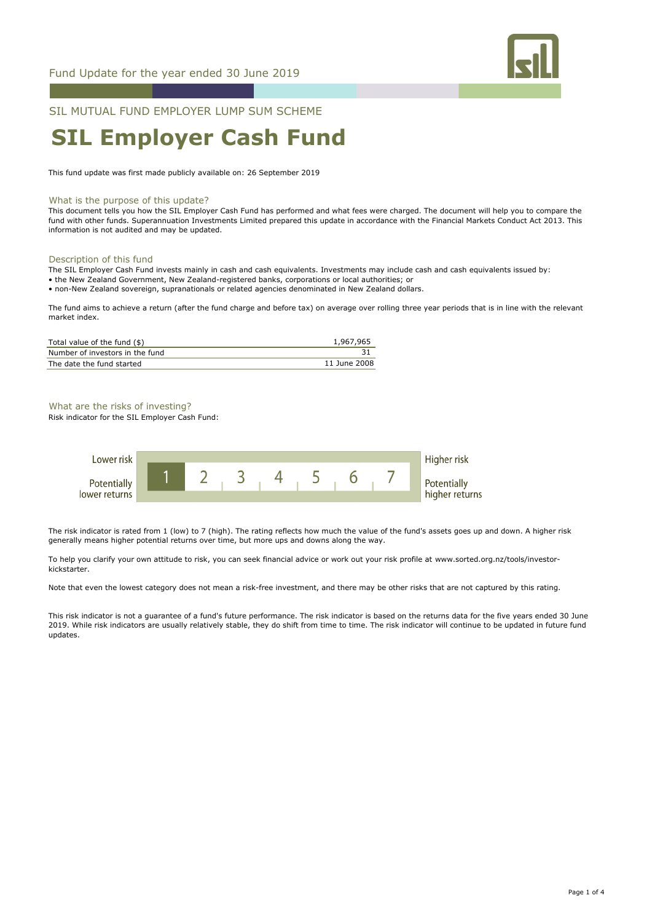Fund Update for the year ended 30 June 2019

SIL MUTUAL FUND EMPLOYER LUMP SUM SCHEME

# SIL Employer Cash Fund

This fund update was first made publicly available on: 26 September 2019

## What is the purpose of this update?

This document tells you how the SIL Employer Cash Fund has performed and what fees were charged. The document will help you to compare the fund with other funds. Superannuation Investments Limited prepared this update in accordance with the Financial Markets Conduct Act 2013. This information is not audited and may be updated.

## Description of this fund

The SIL Employer Cash Fund invests mainly in cash and cash equivalents. Investments may include cash and cash equivalents issued by:

- the New Zealand Government, New Zealand-registered banks, corporations or local authorities; or
- non-New Zealand sovereign, supranationals or related agencies denominated in New Zealand dollars.

The fund aims to achieve a return (after the fund charge and before tax) on average over rolling three year periods that is in line with the relevant market index.

| | |
|---|---|
| Total value of the fund ($) | 1,967,965 |
| Number of investors in the fund | 31 |
| The date the fund started | 11 June 2008 |

## What are the risks of investing?

Risk indicator for the SIL Employer Cash Fund:

| Lower risk / Potentially lower returns | **1** | 2 | 3 | 4 | 5 | 6 | 7 | Higher risk / Potentially higher returns |
|---|---|---|---|---|---|---|---|---|

The risk indicator is rated from 1 (low) to 7 (high). The rating reflects how much the value of the fund's assets goes up and down. A higher risk generally means higher potential returns over time, but more ups and downs along the way.

To help you clarify your own attitude to risk, you can seek financial advice or work out your risk profile at www.sorted.org.nz/tools/investor-kickstarter.

Note that even the lowest category does not mean a risk-free investment, and there may be other risks that are not captured by this rating.

This risk indicator is not a guarantee of a fund's future performance. The risk indicator is based on the returns data for the five years ended 30 June 2019. While risk indicators are usually relatively stable, they do shift from time to time. The risk indicator will continue to be updated in future fund updates.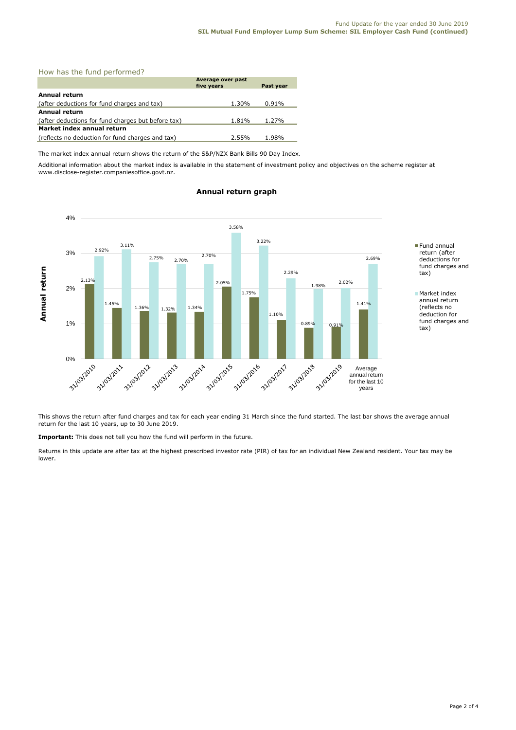## How has the fund performed?

| | Average over past five years | Past year |
|---|---|---|
| **Annual return** | | |
| (after deductions for fund charges and tax) | 1.30% | 0.91% |
| **Annual return** | | |
| (after deductions for fund charges but before tax) | 1.81% | 1.27% |
| **Market index annual return** | | |
| (reflects no deduction for fund charges and tax) | 2.55% | 1.98% |

The market index annual return shows the return of the S&P/NZX Bank Bills 90 Day Index.

Additional information about the market index is available in the statement of investment policy and objectives on the scheme register at www.disclose-register.companiesoffice.govt.nz.

### Annual return graph

| Year | Fund annual return (after deductions for fund charges and tax) | Market index annual return (reflects no deduction for fund charges and tax) |
|---|---|---|
| 31/03/2010 | 2.13% | 2.92% |
| 31/03/2011 | 1.45% | 3.11% |
| 31/03/2012 | 1.36% | 2.75% |
| 31/03/2013 | 1.32% | 2.70% |
| 31/03/2014 | 1.34% | 2.70% |
| 31/03/2015 | 2.05% | 3.58% |
| 31/03/2016 | 1.75% | 3.22% |
| 31/03/2017 | 1.10% | 2.29% |
| 31/03/2018 | 0.89% | 1.98% |
| 31/03/2019 | 0.91% | 2.02% |
| Average annual return for the last 10 years | 1.41% | 2.69% |

This shows the return after fund charges and tax for each year ending 31 March since the fund started. The last bar shows the average annual return for the last 10 years, up to 30 June 2019.

**Important:** This does not tell you how the fund will perform in the future.

Returns in this update are after tax at the highest prescribed investor rate (PIR) of tax for an individual New Zealand resident. Your tax may be lower.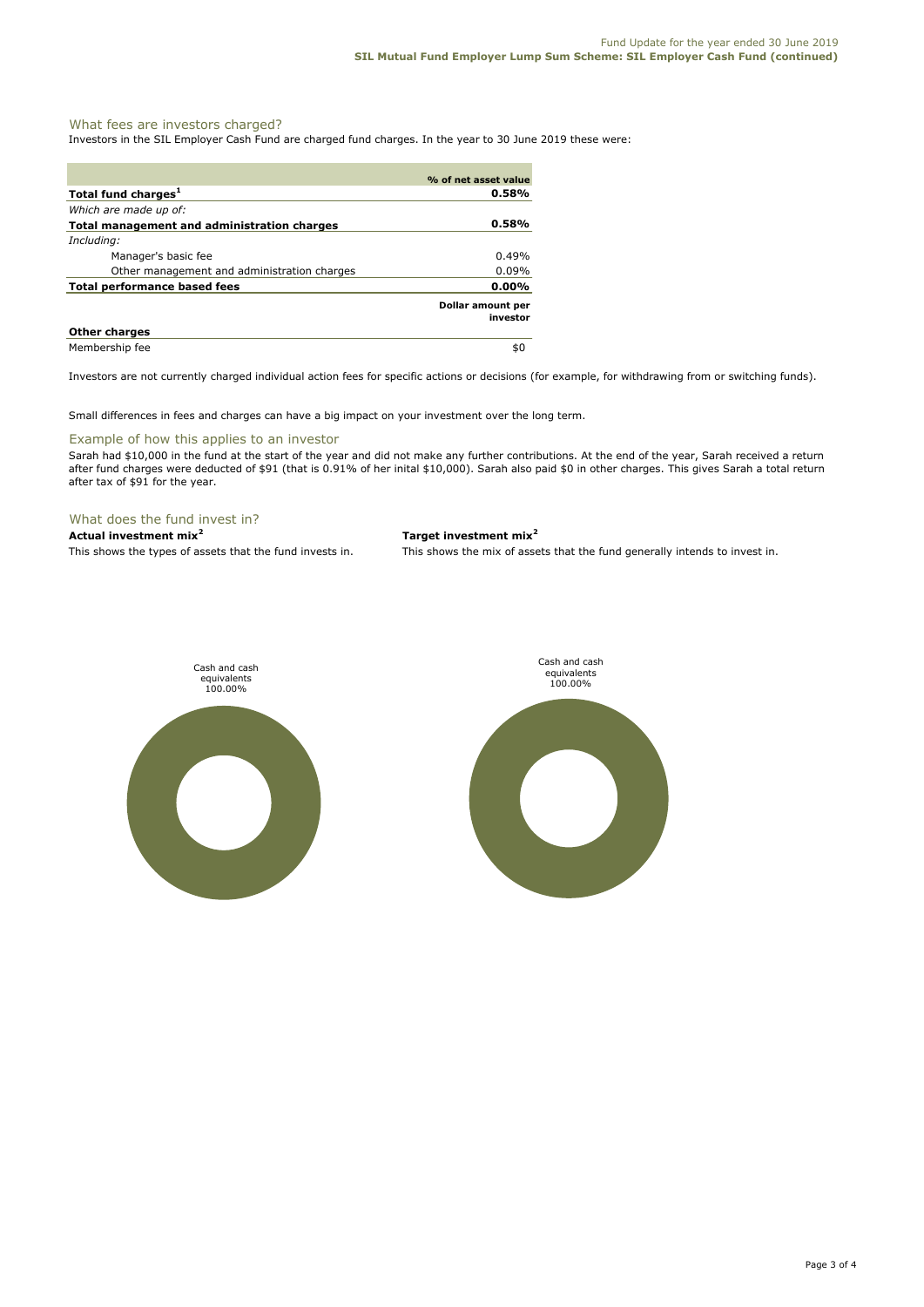## What fees are investors charged?

Investors in the SIL Employer Cash Fund are charged fund charges. In the year to 30 June 2019 these were:

| | % of net asset value |
|---|---|
| **Total fund charges[1]** | **0.58%** |
| *Which are made up of:* | |
| **Total management and administration charges** | **0.58%** |
| *Including:* | |
| Manager's basic fee | 0.49% |
| Other management and administration charges | 0.09% |
| **Total performance based fees** | **0.00%** |
| | **Dollar amount per investor** |
| **Other charges** | |
| Membership fee | $0 |

Investors are not currently charged individual action fees for specific actions or decisions (for example, for withdrawing from or switching funds).

Small differences in fees and charges can have a big impact on your investment over the long term.

## Example of how this applies to an investor

Sarah had $10,000 in the fund at the start of the year and did not make any further contributions. At the end of the year, Sarah received a return after fund charges were deducted of $91 (that is 0.91% of her inital $10,000). Sarah also paid $0 in other charges. This gives Sarah a total return after tax of $91 for the year.

## What does the fund invest in?

**Actual investment mix[2]**

This shows the types of assets that the fund invests in.

Cash and cash equivalents 100.00%

**Target investment mix[2]**

This shows the mix of assets that the fund generally intends to invest in.

Cash and cash equivalents 100.00%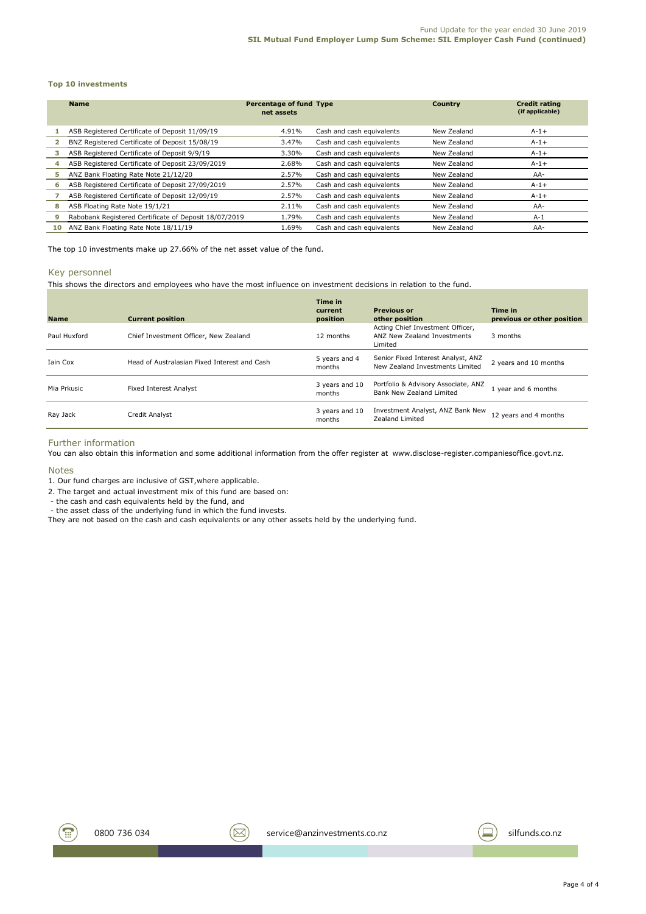### Top 10 investments

| | Name | Percentage of fund net assets | Type | Country | Credit rating (if applicable) |
|---|---|---|---|---|---|
| 1 | ASB Registered Certificate of Deposit 11/09/19 | 4.91% | Cash and cash equivalents | New Zealand | A-1+ |
| 2 | BNZ Registered Certificate of Deposit 15/08/19 | 3.47% | Cash and cash equivalents | New Zealand | A-1+ |
| 3 | ASB Registered Certificate of Deposit 9/9/19 | 3.30% | Cash and cash equivalents | New Zealand | A-1+ |
| 4 | ASB Registered Certificate of Deposit 23/09/2019 | 2.68% | Cash and cash equivalents | New Zealand | A-1+ |
| 5 | ANZ Bank Floating Rate Note 21/12/20 | 2.57% | Cash and cash equivalents | New Zealand | AA- |
| 6 | ASB Registered Certificate of Deposit 27/09/2019 | 2.57% | Cash and cash equivalents | New Zealand | A-1+ |
| 7 | ASB Registered Certificate of Deposit 12/09/19 | 2.57% | Cash and cash equivalents | New Zealand | A-1+ |
| 8 | ASB Floating Rate Note 19/1/21 | 2.11% | Cash and cash equivalents | New Zealand | AA- |
| 9 | Rabobank Registered Certificate of Deposit 18/07/2019 | 1.79% | Cash and cash equivalents | New Zealand | A-1 |
| 10 | ANZ Bank Floating Rate Note 18/11/19 | 1.69% | Cash and cash equivalents | New Zealand | AA- |

The top 10 investments make up 27.66% of the net asset value of the fund.

## Key personnel

This shows the directors and employees who have the most influence on investment decisions in relation to the fund.

| Name | Current position | Time in current position | Previous or other position | Time in previous or other position |
|---|---|---|---|---|
| Paul Huxford | Chief Investment Officer, New Zealand | 12 months | Acting Chief Investment Officer, ANZ New Zealand Investments Limited | 3 months |
| Iain Cox | Head of Australasian Fixed Interest and Cash | 5 years and 4 months | Senior Fixed Interest Analyst, ANZ New Zealand Investments Limited | 2 years and 10 months |
| Mia Prkusic | Fixed Interest Analyst | 3 years and 10 months | Portfolio & Advisory Associate, ANZ Bank New Zealand Limited | 1 year and 6 months |
| Ray Jack | Credit Analyst | 3 years and 10 months | Investment Analyst, ANZ Bank New Zealand Limited | 12 years and 4 months |

## Further information

You can also obtain this information and some additional information from the offer register at www.disclose-register.companiesoffice.govt.nz.

## Notes

1. Our fund charges are inclusive of GST, where applicable.
2. The target and actual investment mix of this fund are based on:
 - the cash and cash equivalents held by the fund, and
 - the asset class of the underlying fund in which the fund invests.

They are not based on the cash and cash equivalents or any other assets held by the underlying fund.

0800 736 034 service@anzinvestments.co.nz silfunds.co.nz